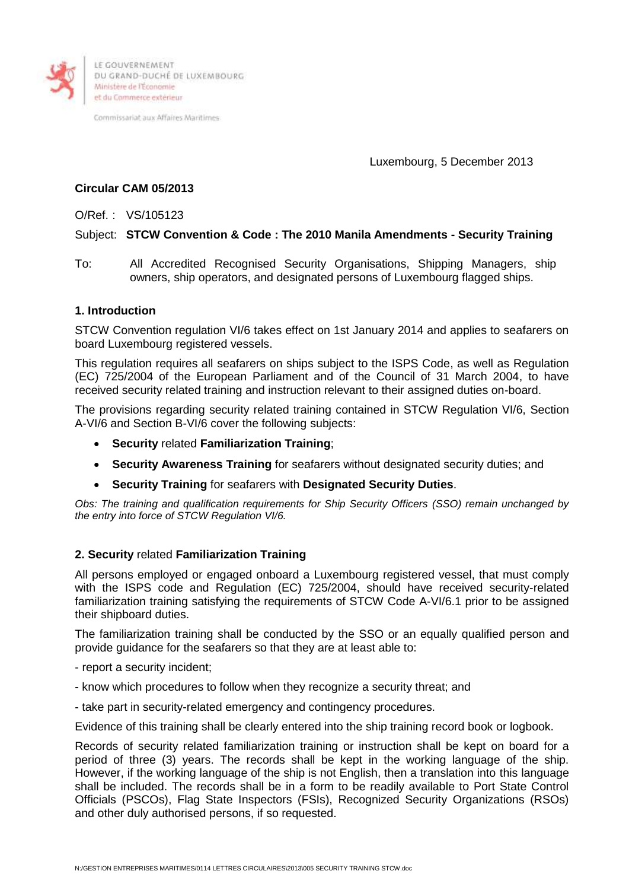LE GOUVERNEMENT
DU GRAND-DUCHÉ DE LUXEMBOURG
Ministère de l'Économie
et du Commerce extérieur

Commissariat aux Affaires Maritimes

Luxembourg, 5 December 2013

**Circular CAM 05/2013**

O/Ref. : VS/105123

Subject: **STCW Convention & Code : The 2010 Manila Amendments - Security Training**

To: All Accredited Recognised Security Organisations, Shipping Managers, ship owners, ship operators, and designated persons of Luxembourg flagged ships.

## 1. Introduction

STCW Convention regulation VI/6 takes effect on 1st January 2014 and applies to seafarers on board Luxembourg registered vessels.

This regulation requires all seafarers on ships subject to the ISPS Code, as well as Regulation (EC) 725/2004 of the European Parliament and of the Council of 31 March 2004, to have received security related training and instruction relevant to their assigned duties on-board.

The provisions regarding security related training contained in STCW Regulation VI/6, Section A-VI/6 and Section B-VI/6 cover the following subjects:

- **Security** related **Familiarization Training**;
- **Security Awareness Training** for seafarers without designated security duties; and
- **Security Training** for seafarers with **Designated Security Duties**.

*Obs: The training and qualification requirements for Ship Security Officers (SSO) remain unchanged by the entry into force of STCW Regulation VI/6.*

## 2. Security related Familiarization Training

All persons employed or engaged onboard a Luxembourg registered vessel, that must comply with the ISPS code and Regulation (EC) 725/2004, should have received security-related familiarization training satisfying the requirements of STCW Code A-VI/6.1 prior to be assigned their shipboard duties.

The familiarization training shall be conducted by the SSO or an equally qualified person and provide guidance for the seafarers so that they are at least able to:

- report a security incident;

- know which procedures to follow when they recognize a security threat; and

- take part in security-related emergency and contingency procedures.

Evidence of this training shall be clearly entered into the ship training record book or logbook.

Records of security related familiarization training or instruction shall be kept on board for a period of three (3) years. The records shall be kept in the working language of the ship. However, if the working language of the ship is not English, then a translation into this language shall be included. The records shall be in a form to be readily available to Port State Control Officials (PSCOs), Flag State Inspectors (FSIs), Recognized Security Organizations (RSOs) and other duly authorised persons, if so requested.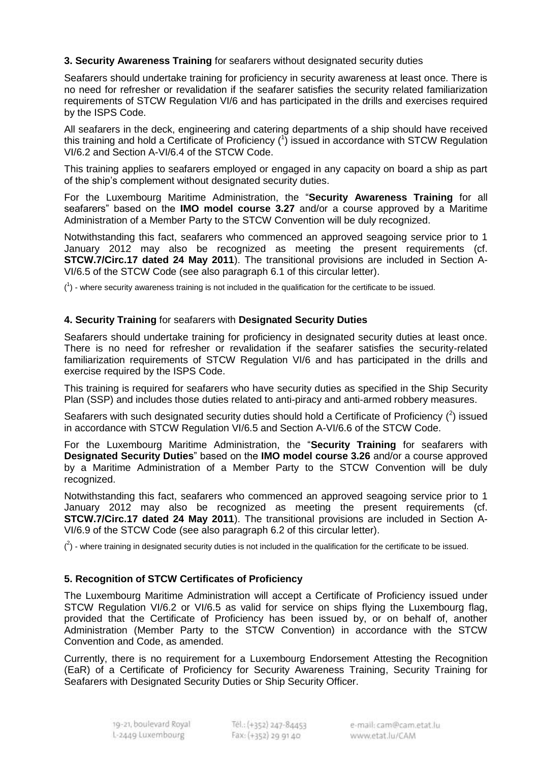**3. Security Awareness Training** for seafarers without designated security duties

Seafarers should undertake training for proficiency in security awareness at least once. There is no need for refresher or revalidation if the seafarer satisfies the security related familiarization requirements of STCW Regulation VI/6 and has participated in the drills and exercises required by the ISPS Code.

All seafarers in the deck, engineering and catering departments of a ship should have received this training and hold a Certificate of Proficiency ([1]) issued in accordance with STCW Regulation VI/6.2 and Section A-VI/6.4 of the STCW Code.

This training applies to seafarers employed or engaged in any capacity on board a ship as part of the ship's complement without designated security duties.

For the Luxembourg Maritime Administration, the "**Security Awareness Training** for all seafarers" based on the **IMO model course 3.27** and/or a course approved by a Maritime Administration of a Member Party to the STCW Convention will be duly recognized.

Notwithstanding this fact, seafarers who commenced an approved seagoing service prior to 1 January 2012 may also be recognized as meeting the present requirements (cf. **STCW.7/Circ.17 dated 24 May 2011**). The transitional provisions are included in Section A-VI/6.5 of the STCW Code (see also paragraph 6.1 of this circular letter).

([1]) - where security awareness training is not included in the qualification for the certificate to be issued.

**4. Security Training** for seafarers with **Designated Security Duties**

Seafarers should undertake training for proficiency in designated security duties at least once. There is no need for refresher or revalidation if the seafarer satisfies the security-related familiarization requirements of STCW Regulation VI/6 and has participated in the drills and exercise required by the ISPS Code.

This training is required for seafarers who have security duties as specified in the Ship Security Plan (SSP) and includes those duties related to anti-piracy and anti-armed robbery measures.

Seafarers with such designated security duties should hold a Certificate of Proficiency ([2]) issued in accordance with STCW Regulation VI/6.5 and Section A-VI/6.6 of the STCW Code.

For the Luxembourg Maritime Administration, the "**Security Training** for seafarers with **Designated Security Duties**" based on the **IMO model course 3.26** and/or a course approved by a Maritime Administration of a Member Party to the STCW Convention will be duly recognized.

Notwithstanding this fact, seafarers who commenced an approved seagoing service prior to 1 January 2012 may also be recognized as meeting the present requirements (cf. **STCW.7/Circ.17 dated 24 May 2011**). The transitional provisions are included in Section A-VI/6.9 of the STCW Code (see also paragraph 6.2 of this circular letter).

([2]) - where training in designated security duties is not included in the qualification for the certificate to be issued.

**5. Recognition of STCW Certificates of Proficiency**

The Luxembourg Maritime Administration will accept a Certificate of Proficiency issued under STCW Regulation VI/6.2 or VI/6.5 as valid for service on ships flying the Luxembourg flag, provided that the Certificate of Proficiency has been issued by, or on behalf of, another Administration (Member Party to the STCW Convention) in accordance with the STCW Convention and Code, as amended.

Currently, there is no requirement for a Luxembourg Endorsement Attesting the Recognition (EaR) of a Certificate of Proficiency for Security Awareness Training, Security Training for Seafarers with Designated Security Duties or Ship Security Officer.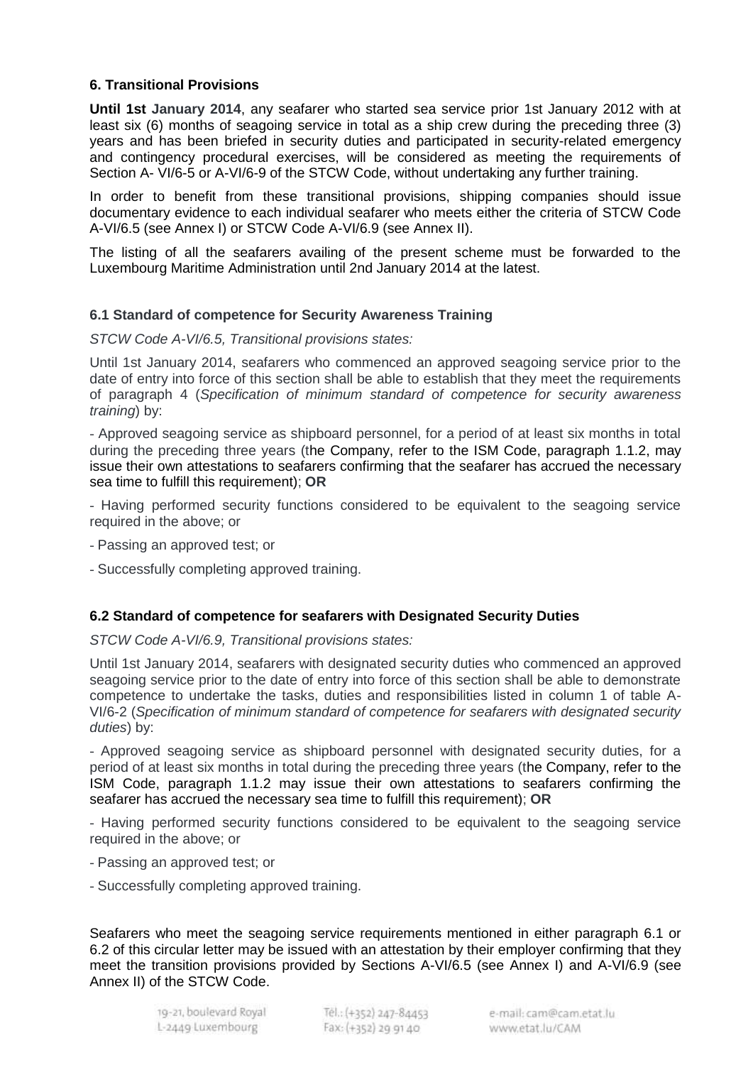**6. Transitional Provisions**

**Until 1st January 2014**, any seafarer who started sea service prior 1st January 2012 with at least six (6) months of seagoing service in total as a ship crew during the preceding three (3) years and has been briefed in security duties and participated in security-related emergency and contingency procedural exercises, will be considered as meeting the requirements of Section A- VI/6-5 or A-VI/6-9 of the STCW Code, without undertaking any further training.

In order to benefit from these transitional provisions, shipping companies should issue documentary evidence to each individual seafarer who meets either the criteria of STCW Code A-VI/6.5 (see Annex I) or STCW Code A-VI/6.9 (see Annex II).

The listing of all the seafarers availing of the present scheme must be forwarded to the Luxembourg Maritime Administration until 2nd January 2014 at the latest.

**6.1 Standard of competence for Security Awareness Training**

*STCW Code A-VI/6.5, Transitional provisions states:*

Until 1st January 2014, seafarers who commenced an approved seagoing service prior to the date of entry into force of this section shall be able to establish that they meet the requirements of paragraph 4 (*Specification of minimum standard of competence for security awareness training*) by:

- Approved seagoing service as shipboard personnel, for a period of at least six months in total during the preceding three years (the Company, refer to the ISM Code, paragraph 1.1.2, may issue their own attestations to seafarers confirming that the seafarer has accrued the necessary sea time to fulfill this requirement); **OR**

- Having performed security functions considered to be equivalent to the seagoing service required in the above; or

- Passing an approved test; or

- Successfully completing approved training.

**6.2 Standard of competence for seafarers with Designated Security Duties**

*STCW Code A-VI/6.9, Transitional provisions states:*

Until 1st January 2014, seafarers with designated security duties who commenced an approved seagoing service prior to the date of entry into force of this section shall be able to demonstrate competence to undertake the tasks, duties and responsibilities listed in column 1 of table A-VI/6-2 (*Specification of minimum standard of competence for seafarers with designated security duties*) by:

- Approved seagoing service as shipboard personnel with designated security duties, for a period of at least six months in total during the preceding three years (the Company, refer to the ISM Code, paragraph 1.1.2 may issue their own attestations to seafarers confirming the seafarer has accrued the necessary sea time to fulfill this requirement); **OR**

- Having performed security functions considered to be equivalent to the seagoing service required in the above; or

- Passing an approved test; or

- Successfully completing approved training.

Seafarers who meet the seagoing service requirements mentioned in either paragraph 6.1 or 6.2 of this circular letter may be issued with an attestation by their employer confirming that they meet the transition provisions provided by Sections A-VI/6.5 (see Annex I) and A-VI/6.9 (see Annex II) of the STCW Code.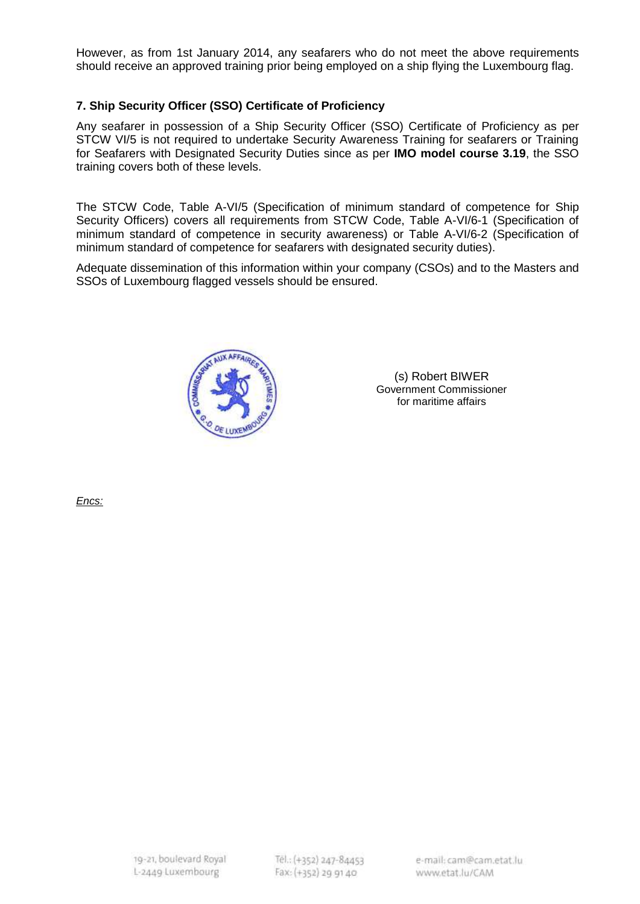However, as from 1st January 2014, any seafarers who do not meet the above requirements should receive an approved training prior being employed on a ship flying the Luxembourg flag.

### 7. Ship Security Officer (SSO) Certificate of Proficiency

Any seafarer in possession of a Ship Security Officer (SSO) Certificate of Proficiency as per STCW VI/5 is not required to undertake Security Awareness Training for seafarers or Training for Seafarers with Designated Security Duties since as per **IMO model course 3.19**, the SSO training covers both of these levels.

The STCW Code, Table A-VI/5 (Specification of minimum standard of competence for Ship Security Officers) covers all requirements from STCW Code, Table A-VI/6-1 (Specification of minimum standard of competence in security awareness) or Table A-VI/6-2 (Specification of minimum standard of competence for seafarers with designated security duties).

Adequate dissemination of this information within your company (CSOs) and to the Masters and SSOs of Luxembourg flagged vessels should be ensured.

(s) Robert BIWER
Government Commissioner
for maritime affairs

*Encs:*

19-21, boulevard Royal
L-2449 Luxembourg

Tél.: (+352) 247-84453
Fax: (+352) 29 91 40

e-mail: cam@cam.etat.lu
www.etat.lu/CAM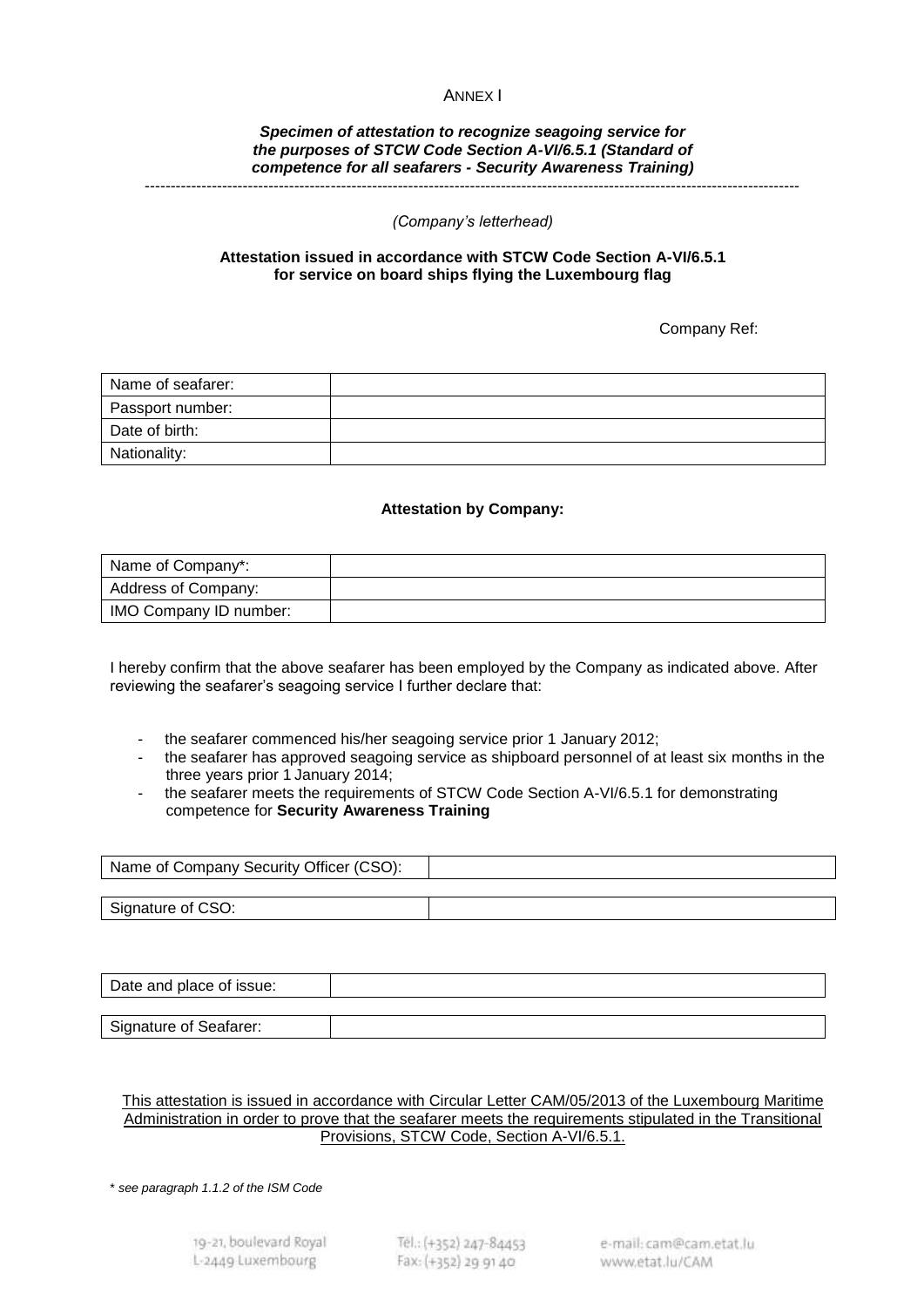ANNEX I

***Specimen of attestation to recognize seagoing service for the purposes of STCW Code Section A-VI/6.5.1 (Standard of competence for all seafarers - Security Awareness Training)***

---

*(Company's letterhead)*

**Attestation issued in accordance with STCW Code Section A-VI/6.5.1 for service on board ships flying the Luxembourg flag**

Company Ref:

| Name of seafarer: | |
|---|---|
| Passport number: | |
| Date of birth: | |
| Nationality: | |

**Attestation by Company:**

| Name of Company*: | |
|---|---|
| Address of Company: | |
| IMO Company ID number: | |

I hereby confirm that the above seafarer has been employed by the Company as indicated above. After reviewing the seafarer's seagoing service I further declare that:

- the seafarer commenced his/her seagoing service prior 1 January 2012;
- the seafarer has approved seagoing service as shipboard personnel of at least six months in the three years prior 1 January 2014;
- the seafarer meets the requirements of STCW Code Section A-VI/6.5.1 for demonstrating competence for **Security Awareness Training**

| Name of Company Security Officer (CSO): | |
|---|---|
| Signature of CSO: | |

| Date and place of issue: | |
|---|---|
| Signature of Seafarer: | |

This attestation is issued in accordance with Circular Letter CAM/05/2013 of the Luxembourg Maritime Administration in order to prove that the seafarer meets the requirements stipulated in the Transitional Provisions, STCW Code, Section A-VI/6.5.1.

*\* see paragraph 1.1.2 of the ISM Code*

19-21, boulevard Royal
L-2449 Luxembourg

Tél.: (+352) 247-84453
Fax: (+352) 29 91 40

e-mail: cam@cam.etat.lu
www.etat.lu/CAM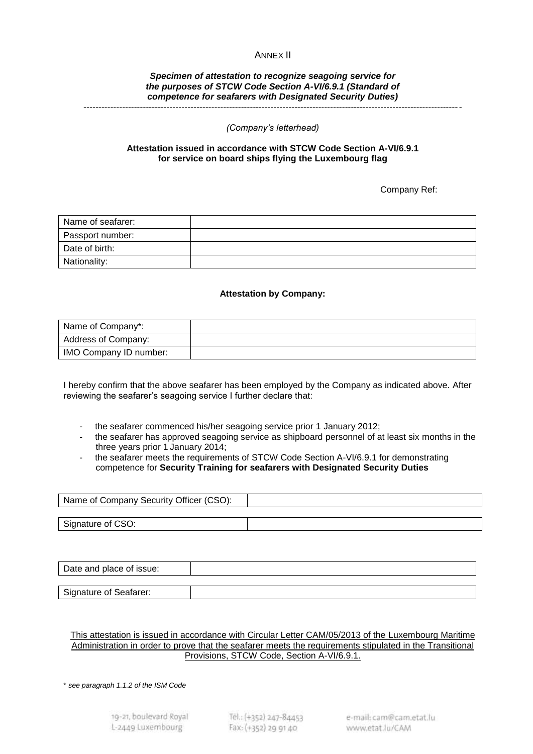ANNEX II

***Specimen of attestation to recognize seagoing service for the purposes of STCW Code Section A-VI/6.9.1 (Standard of competence for seafarers with Designated Security Duties)***

---

*(Company's letterhead)*

**Attestation issued in accordance with STCW Code Section A-VI/6.9.1 for service on board ships flying the Luxembourg flag**

Company Ref:

| | |
|---|---|
| Name of seafarer: | |
| Passport number: | |
| Date of birth: | |
| Nationality: | |

**Attestation by Company:**

| | |
|---|---|
| Name of Company*: | |
| Address of Company: | |
| IMO Company ID number: | |

I hereby confirm that the above seafarer has been employed by the Company as indicated above. After reviewing the seafarer's seagoing service I further declare that:

- the seafarer commenced his/her seagoing service prior 1 January 2012;
- the seafarer has approved seagoing service as shipboard personnel of at least six months in the three years prior 1 January 2014;
- the seafarer meets the requirements of STCW Code Section A-VI/6.9.1 for demonstrating competence for **Security Training for seafarers with Designated Security Duties**

| | |
|---|---|
| Name of Company Security Officer (CSO): | |
| Signature of CSO: | |

| | |
|---|---|
| Date and place of issue: | |
| Signature of Seafarer: | |

This attestation is issued in accordance with Circular Letter CAM/05/2013 of the Luxembourg Maritime Administration in order to prove that the seafarer meets the requirements stipulated in the Transitional Provisions, STCW Code, Section A-VI/6.9.1.

*\* see paragraph 1.1.2 of the ISM Code*

19-21, boulevard Royal L-2449 Luxembourg Tél.: (+352) 247-84453 Fax: (+352) 29 91 40 e-mail: cam@cam.etat.lu www.etat.lu/CAM